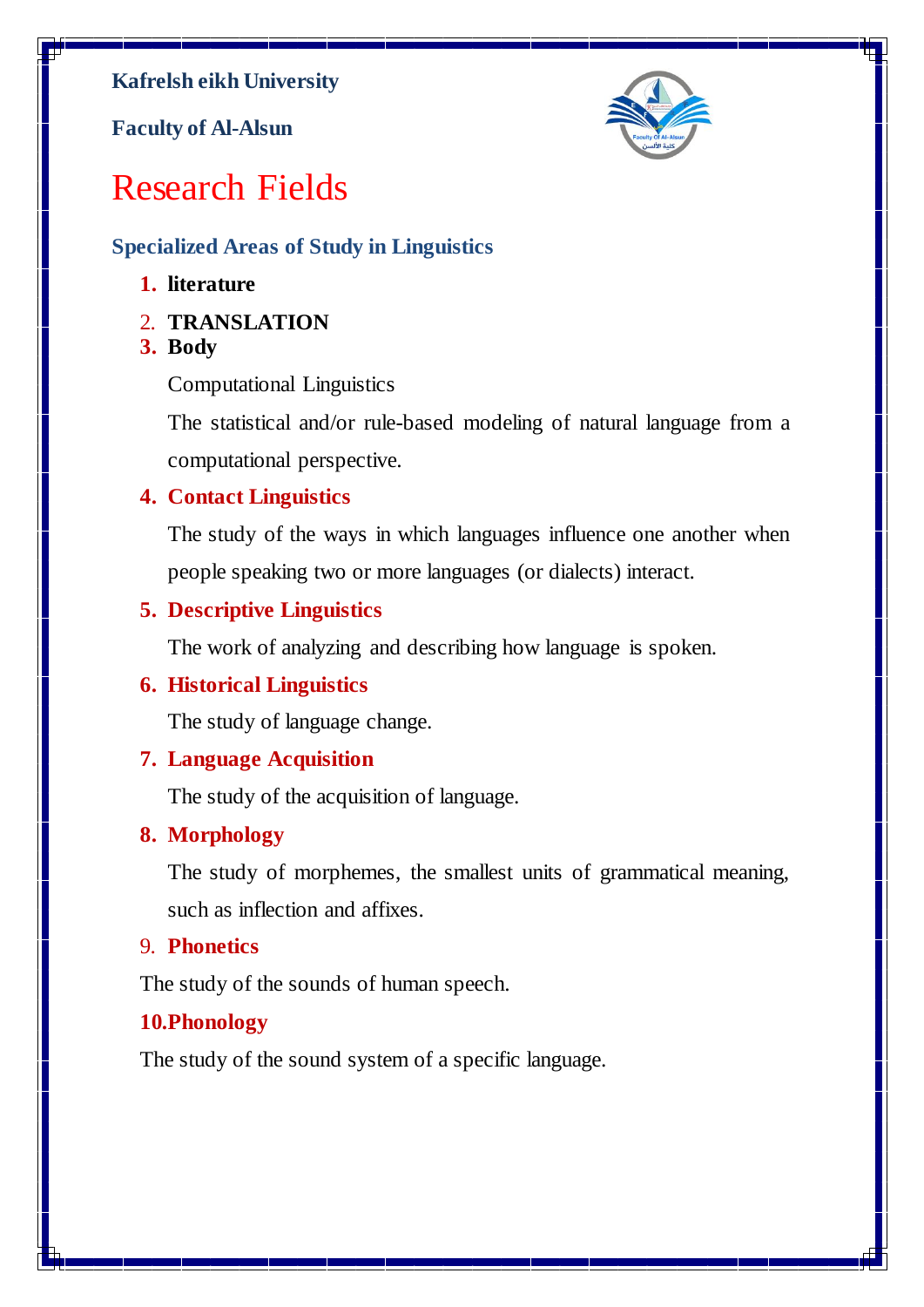**Kafrelsh eikh University**

**Faculty of Al-Alsun**

# Research Fields

## Specialized Areas of Study in Linguistics

1. **literature**
2. **TRANSLATION**
3. **Body**

   Computational Linguistics

   The statistical and/or rule-based modeling of natural language from a computational perspective.

4. **Contact Linguistics**

   The study of the ways in which languages influence one another when people speaking two or more languages (or dialects) interact.

5. **Descriptive Linguistics**

   The work of analyzing and describing how language is spoken.

6. **Historical Linguistics**

   The study of language change.

7. **Language Acquisition**

   The study of the acquisition of language.

8. **Morphology**

   The study of morphemes, the smallest units of grammatical meaning, such as inflection and affixes.

9. **Phonetics**

The study of the sounds of human speech.

**10.Phonology**

The study of the sound system of a specific language.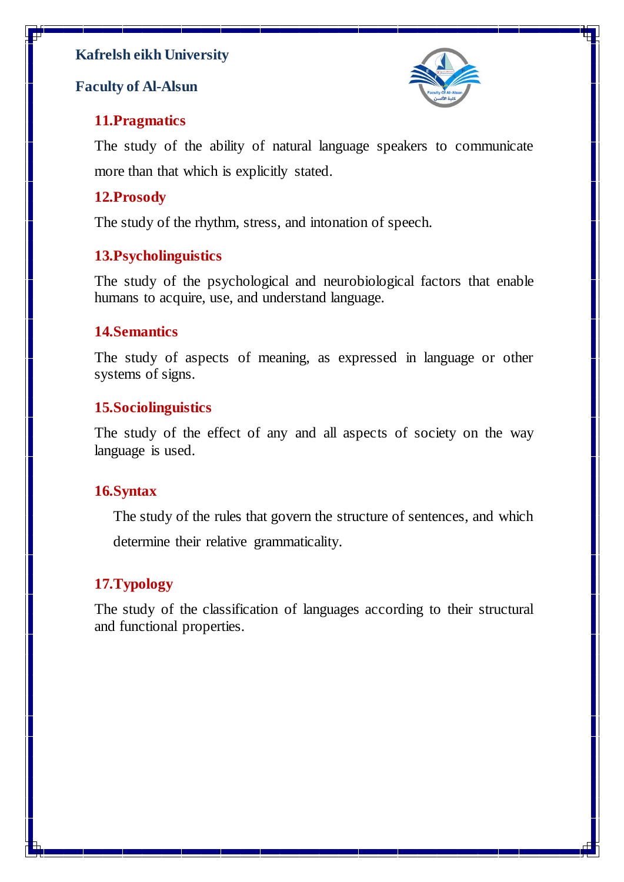**Kafrelsh eikh University**

**Faculty of Al-Alsun**

### 11.Pragmatics

The study of the ability of natural language speakers to communicate more than that which is explicitly stated.

### 12.Prosody

The study of the rhythm, stress, and intonation of speech.

### 13.Psycholinguistics

The study of the psychological and neurobiological factors that enable humans to acquire, use, and understand language.

### 14.Semantics

The study of aspects of meaning, as expressed in language or other systems of signs.

### 15.Sociolinguistics

The study of the effect of any and all aspects of society on the way language is used.

### 16.Syntax

The study of the rules that govern the structure of sentences, and which determine their relative grammaticality.

### 17.Typology

The study of the classification of languages according to their structural and functional properties.